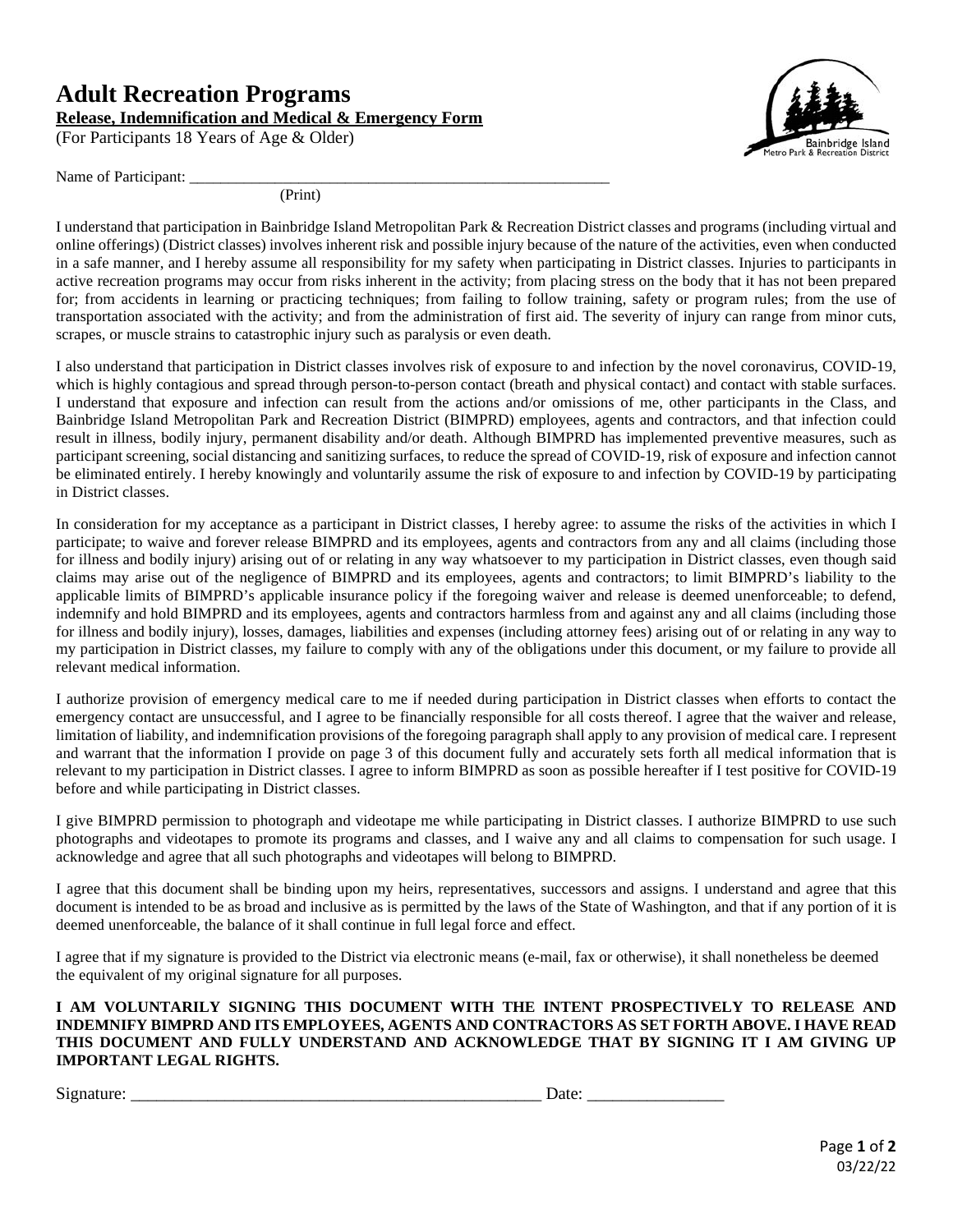# Adult Recreation Programs

**Release, Indemnification and Medical & Emergency Form**

(For Participants 18 Years of Age & Older)

Name of Participant: ______________________________________________________
(Print)

I understand that participation in Bainbridge Island Metropolitan Park & Recreation District classes and programs (including virtual and online offerings) (District classes) involves inherent risk and possible injury because of the nature of the activities, even when conducted in a safe manner, and I hereby assume all responsibility for my safety when participating in District classes. Injuries to participants in active recreation programs may occur from risks inherent in the activity; from placing stress on the body that it has not been prepared for; from accidents in learning or practicing techniques; from failing to follow training, safety or program rules; from the use of transportation associated with the activity; and from the administration of first aid. The severity of injury can range from minor cuts, scrapes, or muscle strains to catastrophic injury such as paralysis or even death.

I also understand that participation in District classes involves risk of exposure to and infection by the novel coronavirus, COVID-19, which is highly contagious and spread through person-to-person contact (breath and physical contact) and contact with stable surfaces. I understand that exposure and infection can result from the actions and/or omissions of me, other participants in the Class, and Bainbridge Island Metropolitan Park and Recreation District (BIMPRD) employees, agents and contractors, and that infection could result in illness, bodily injury, permanent disability and/or death. Although BIMPRD has implemented preventive measures, such as participant screening, social distancing and sanitizing surfaces, to reduce the spread of COVID-19, risk of exposure and infection cannot be eliminated entirely. I hereby knowingly and voluntarily assume the risk of exposure to and infection by COVID-19 by participating in District classes.

In consideration for my acceptance as a participant in District classes, I hereby agree: to assume the risks of the activities in which I participate; to waive and forever release BIMPRD and its employees, agents and contractors from any and all claims (including those for illness and bodily injury) arising out of or relating in any way whatsoever to my participation in District classes, even though said claims may arise out of the negligence of BIMPRD and its employees, agents and contractors; to limit BIMPRD's liability to the applicable limits of BIMPRD's applicable insurance policy if the foregoing waiver and release is deemed unenforceable; to defend, indemnify and hold BIMPRD and its employees, agents and contractors harmless from and against any and all claims (including those for illness and bodily injury), losses, damages, liabilities and expenses (including attorney fees) arising out of or relating in any way to my participation in District classes, my failure to comply with any of the obligations under this document, or my failure to provide all relevant medical information.

I authorize provision of emergency medical care to me if needed during participation in District classes when efforts to contact the emergency contact are unsuccessful, and I agree to be financially responsible for all costs thereof. I agree that the waiver and release, limitation of liability, and indemnification provisions of the foregoing paragraph shall apply to any provision of medical care. I represent and warrant that the information I provide on page 3 of this document fully and accurately sets forth all medical information that is relevant to my participation in District classes. I agree to inform BIMPRD as soon as possible hereafter if I test positive for COVID-19 before and while participating in District classes.

I give BIMPRD permission to photograph and videotape me while participating in District classes. I authorize BIMPRD to use such photographs and videotapes to promote its programs and classes, and I waive any and all claims to compensation for such usage. I acknowledge and agree that all such photographs and videotapes will belong to BIMPRD.

I agree that this document shall be binding upon my heirs, representatives, successors and assigns. I understand and agree that this document is intended to be as broad and inclusive as is permitted by the laws of the State of Washington, and that if any portion of it is deemed unenforceable, the balance of it shall continue in full legal force and effect.

I agree that if my signature is provided to the District via electronic means (e-mail, fax or otherwise), it shall nonetheless be deemed the equivalent of my original signature for all purposes.

**I AM VOLUNTARILY SIGNING THIS DOCUMENT WITH THE INTENT PROSPECTIVELY TO RELEASE AND INDEMNIFY BIMPRD AND ITS EMPLOYEES, AGENTS AND CONTRACTORS AS SET FORTH ABOVE. I HAVE READ THIS DOCUMENT AND FULLY UNDERSTAND AND ACKNOWLEDGE THAT BY SIGNING IT I AM GIVING UP IMPORTANT LEGAL RIGHTS.**

Signature: _________________________________________________ Date: ________________

03/22/22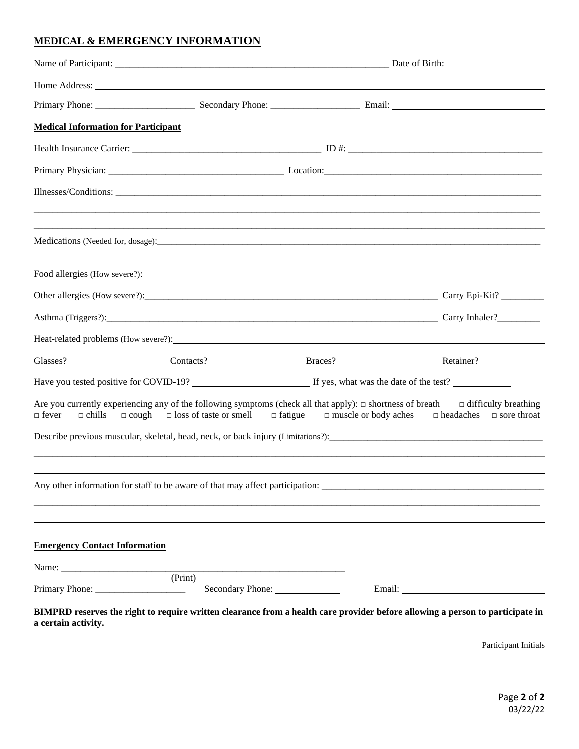## MEDICAL & EMERGENCY INFORMATION

Name of Participant: ___________________________________________________________ Date of Birth: ____________________

Home Address: ____________________________________________________________________________________________

Primary Phone: _____________________ Secondary Phone: ___________________ Email: ________________________________

**Medical Information for Participant**

Health Insurance Carrier: _________________________________________ ID #: __________________________________________

Primary Physician: _____________________________________ Location: _______________________________________________

Illnesses/Conditions: _____________________________________________________________________________________________

__________________________________________________________________________________________________________

__________________________________________________________________________________________________________

Medications (Needed for, dosage): __________________________________________________________________________________

__________________________________________________________________________________________________________

Food allergies (How severe?): _______________________________________________________________________________________

Other allergies (How severe?): _____________________________________________________________________ Carry Epi-Kit? _________

Asthma (Triggers?): _____________________________________________________________________________ Carry Inhaler? _________

Heat-related problems (How severe?): _________________________________________________________________________________

Glasses? _____________ Contacts? _____________ Braces? _______________ Retainer? ______________

Have you tested positive for COVID-19? _________________________ If yes, what was the date of the test? ____________

Are you currently experiencing any of the following symptoms (check all that apply): □ shortness of breath □ difficulty breathing □ fever □ chills □ cough □ loss of taste or smell □ fatigue □ muscle or body aches □ headaches □ sore throat

Describe previous muscular, skeletal, head, neck, or back injury (Limitations?): _______________________________________________

__________________________________________________________________________________________________________

__________________________________________________________________________________________________________

Any other information for staff to be aware of that may affect participation: ________________________________________________

__________________________________________________________________________________________________________

__________________________________________________________________________________________________________

**Emergency Contact Information**

Name: _______________________________________________________________
(Print)

Primary Phone: ___________________ Secondary Phone: ______________ Email: _______________________________

**BIMPRD reserves the right to require written clearance from a health care provider before allowing a person to participate in a certain activity.**

__________
Participant Initials

03/22/22